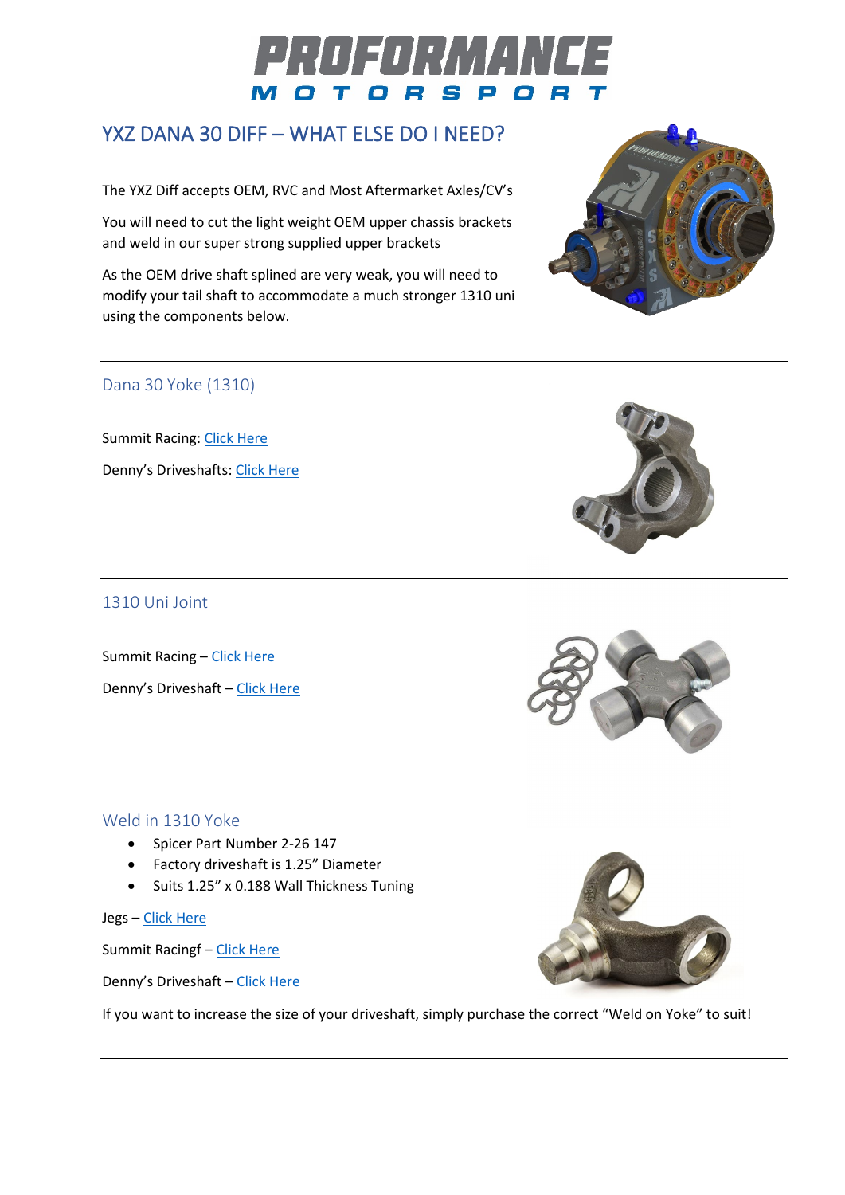# PROFORMANCE MOTORSPORT

## YXZ DANA 30 DIFF – WHAT ELSE DO I NEED?

The YXZ Diff accepts OEM, RVC and Most Aftermarket Axles/CV's

You will need to cut the light weight OEM upper chassis brackets and weld in our super strong supplied upper brackets

As the OEM drive shaft splined are very weak, you will need to modify your tail shaft to accommodate a much stronger 1310 uni using the components below.

---

### Dana 30 Yoke (1310)

Summit Racing: Click Here

Denny's Driveshafts: Click Here

---

### 1310 Uni Joint

Summit Racing – Click Here

Denny's Driveshaft – Click Here

---

### Weld in 1310 Yoke

- Spicer Part Number 2-26 147
- Factory driveshaft is 1.25" Diameter
- Suits 1.25" x 0.188 Wall Thickness Tuning

Jegs – Click Here

Summit Racingf – Click Here

Denny's Driveshaft – Click Here

If you want to increase the size of your driveshaft, simply purchase the correct "Weld on Yoke" to suit!

---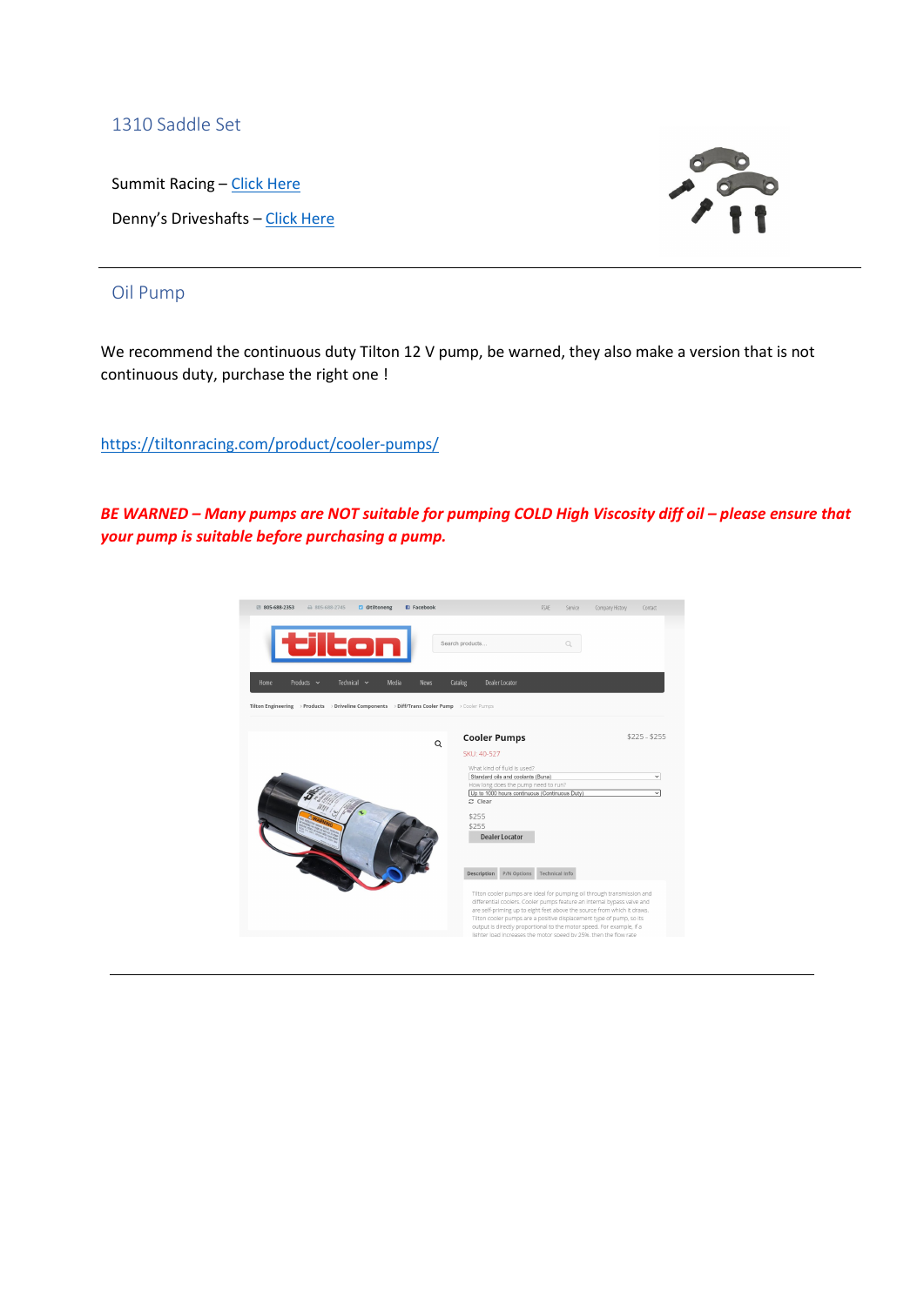## 1310 Saddle Set

Summit Racing – Click Here

Denny's Driveshafts – Click Here

---

## Oil Pump

We recommend the continuous duty Tilton 12 V pump, be warned, they also make a version that is not continuous duty, purchase the right one !

https://tiltonracing.com/product/cooler-pumps/

***BE WARNED – Many pumps are NOT suitable for pumping COLD High Viscosity diff oil – please ensure that your pump is suitable before purchasing a pump.***

---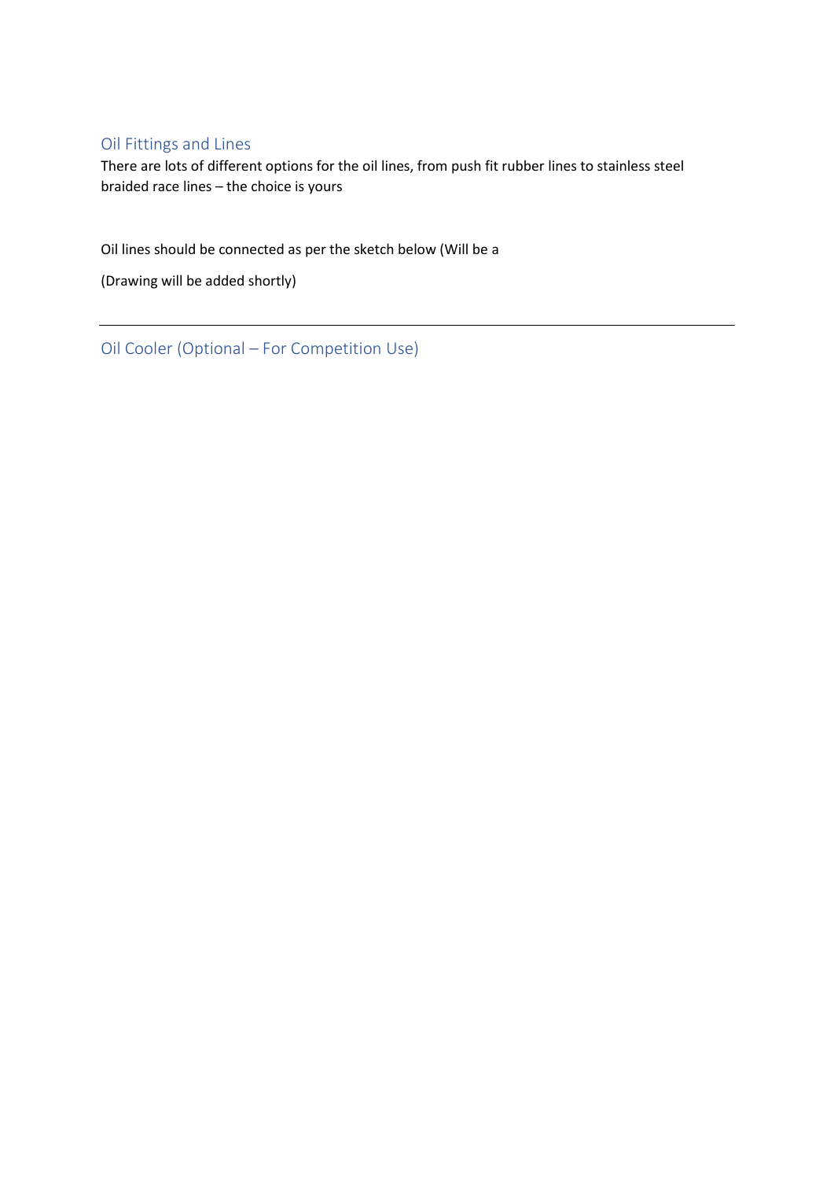## Oil Fittings and Lines

There are lots of different options for the oil lines, from push fit rubber lines to stainless steel braided race lines – the choice is yours

Oil lines should be connected as per the sketch below (Will be a

(Drawing will be added shortly)

---

## Oil Cooler (Optional – For Competition Use)